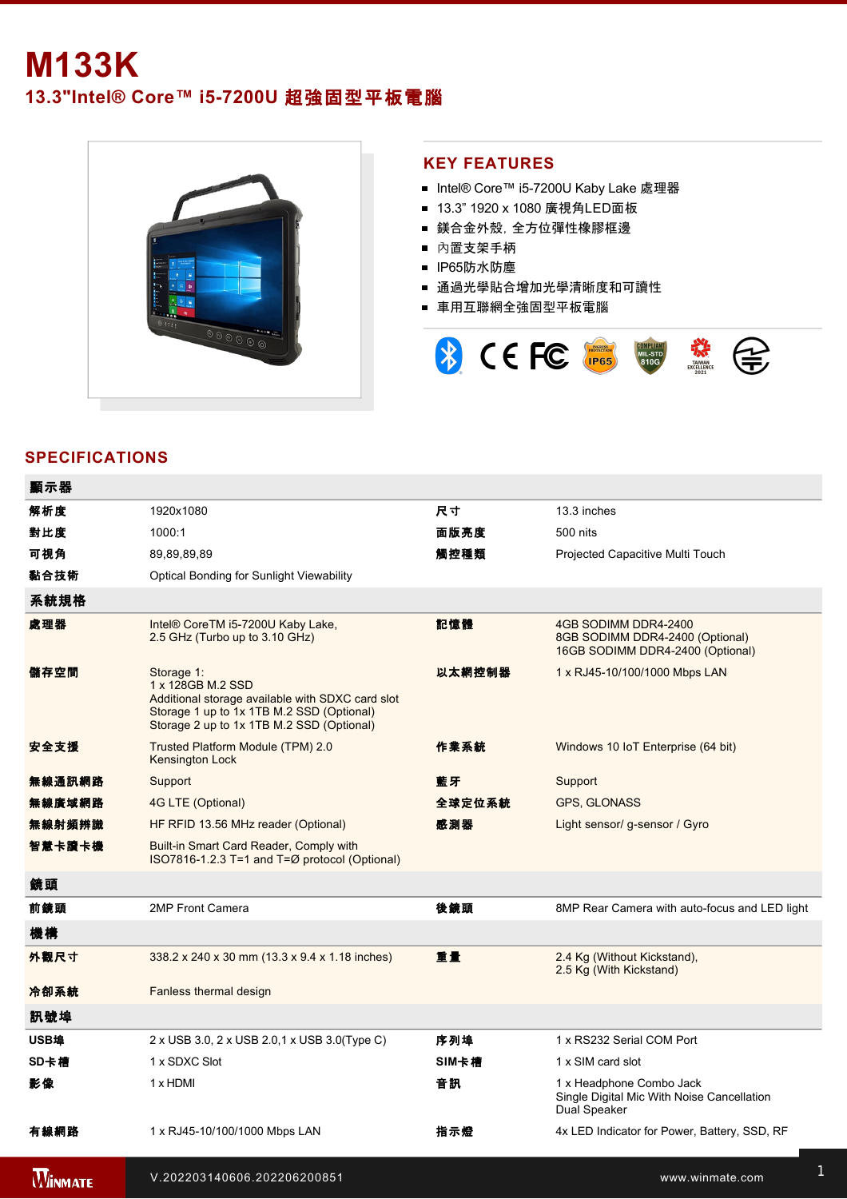# M133K

## 13.3"Intel® Core™ i5-7200U 超強固型平板電腦

## KEY FEATURES

- Intel® Core™ i5-7200U Kaby Lake 處理器
- 13.3" 1920 x 1080 廣視角LED面板
- 鎂合金外殼，全方位彈性橡膠框邊
- 內置支架手柄
- IP65防水防塵
- 通過光學貼合增加光學清晰度和可讀性
- 車用互聯網全強固型平板電腦

## SPECIFICATIONS

| 顯示器 | | | |
|---|---|---|---|
| 解析度 | 1920x1080 | 尺寸 | 13.3 inches |
| 對比度 | 1000:1 | 面版亮度 | 500 nits |
| 可視角 | 89,89,89,89 | 觸控種類 | Projected Capacitive Multi Touch |
| 黏合技術 | Optical Bonding for Sunlight Viewability | | |
| **系統規格** | | | |
| 處理器 | Intel® CoreTM i5-7200U Kaby Lake,<br>2.5 GHz (Turbo up to 3.10 GHz) | 記憶體 | 4GB SODIMM DDR4-2400<br>8GB SODIMM DDR4-2400 (Optional)<br>16GB SODIMM DDR4-2400 (Optional) |
| 儲存空間 | Storage 1:<br>1 x 128GB M.2 SSD<br>Additional storage available with SDXC card slot<br>Storage 1 up to 1x 1TB M.2 SSD (Optional)<br>Storage 2 up to 1x 1TB M.2 SSD (Optional) | 以太網控制器 | 1 x RJ45-10/100/1000 Mbps LAN |
| 安全支援 | Trusted Platform Module (TPM) 2.0<br>Kensington Lock | 作業系統 | Windows 10 IoT Enterprise (64 bit) |
| 無線通訊網路 | Support | 藍牙 | Support |
| 無線廣域網路 | 4G LTE (Optional) | 全球定位系統 | GPS, GLONASS |
| 無線射頻辨識 | HF RFID 13.56 MHz reader (Optional) | 感測器 | Light sensor/ g-sensor / Gyro |
| 智慧卡讀卡機 | Built-in Smart Card Reader, Comply with<br>ISO7816-1.2.3 T=1 and T=Ø protocol (Optional) | | |
| **鏡頭** | | | |
| 前鏡頭 | 2MP Front Camera | 後鏡頭 | 8MP Rear Camera with auto-focus and LED light |
| **機構** | | | |
| 外觀尺寸 | 338.2 x 240 x 30 mm (13.3 x 9.4 x 1.18 inches) | 重量 | 2.4 Kg (Without Kickstand),<br>2.5 Kg (With Kickstand) |
| 冷卻系統 | Fanless thermal design | | |
| **訊號埠** | | | |
| USB埠 | 2 x USB 3.0, 2 x USB 2.0,1 x USB 3.0(Type C) | 序列埠 | 1 x RS232 Serial COM Port |
| SD卡槽 | 1 x SDXC Slot | SIM卡槽 | 1 x SIM card slot |
| 影像 | 1 x HDMI | 音訊 | 1 x Headphone Combo Jack<br>Single Digital Mic With Noise Cancellation<br>Dual Speaker |
| 有線網路 | 1 x RJ45-10/100/1000 Mbps LAN | 指示燈 | 4x LED Indicator for Power, Battery, SSD, RF |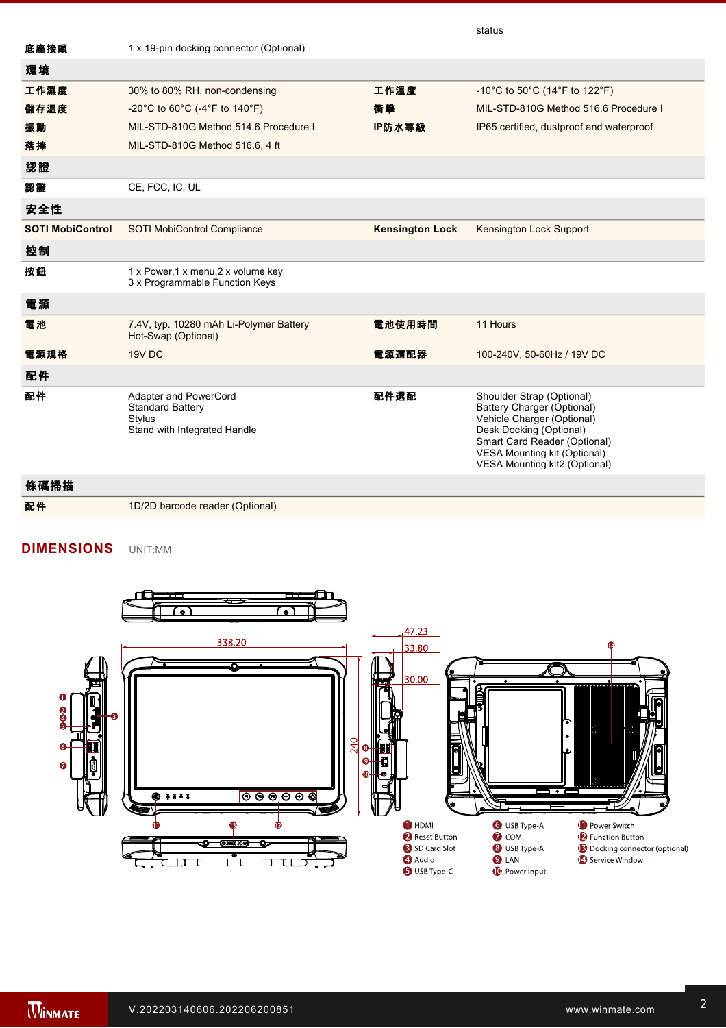| | | | status |
|---|---|---|---|
| 底座接頭 | 1 x 19-pin docking connector (Optional) | | |
| **環境** | | | |
| 工作濕度 | 30% to 80% RH, non-condensing | 工作溫度 | -10°C to 50°C (14°F to 122°F) |
| 儲存溫度 | -20°C to 60°C (-4°F to 140°F) | 衝擊 | MIL-STD-810G Method 516.6 Procedure I |
| 振動 | MIL-STD-810G Method 514.6 Procedure I | IP防水等級 | IP65 certified, dustproof and waterproof |
| 落摔 | MIL-STD-810G Method 516.6, 4 ft | | |
| **認證** | | | |
| 認證 | CE, FCC, IC, UL | | |
| **安全性** | | | |
| SOTI MobiControl | SOTI MobiControl Compliance | Kensington Lock | Kensington Lock Support |
| **控制** | | | |
| 按鈕 | 1 x Power,1 x menu,2 x volume key<br>3 x Programmable Function Keys | | |
| **電源** | | | |
| 電池 | 7.4V, typ. 10280 mAh Li-Polymer Battery<br>Hot-Swap (Optional) | 電池使用時間 | 11 Hours |
| 電源規格 | 19V DC | 電源適配器 | 100-240V, 50-60Hz / 19V DC |
| **配件** | | | |
| 配件 | Adapter and PowerCord<br>Standard Battery<br>Stylus<br>Stand with Integrated Handle | 配件選配 | Shoulder Strap (Optional)<br>Battery Charger (Optional)<br>Vehicle Charger (Optional)<br>Desk Docking (Optional)<br>Smart Card Reader (Optional)<br>VESA Mounting kit (Optional)<br>VESA Mounting kit2 (Optional) |
| **條碼掃描** | | | |
| 配件 | 1D/2D barcode reader (Optional) | | |

## DIMENSIONS UNIT:MM

338.20, 240, 47.23, 33.80, 30.00

1. HDMI
2. Reset Button
3. SD Card Slot
4. Audio
5. USB Type-C
6. USB Type-A
7. COM
8. USB Type-A
9. LAN
10. Power Input
11. Power Switch
12. Function Button
13. Docking connector (optional)
14. Service Window

V.202203140606.202206200851 www.winmate.com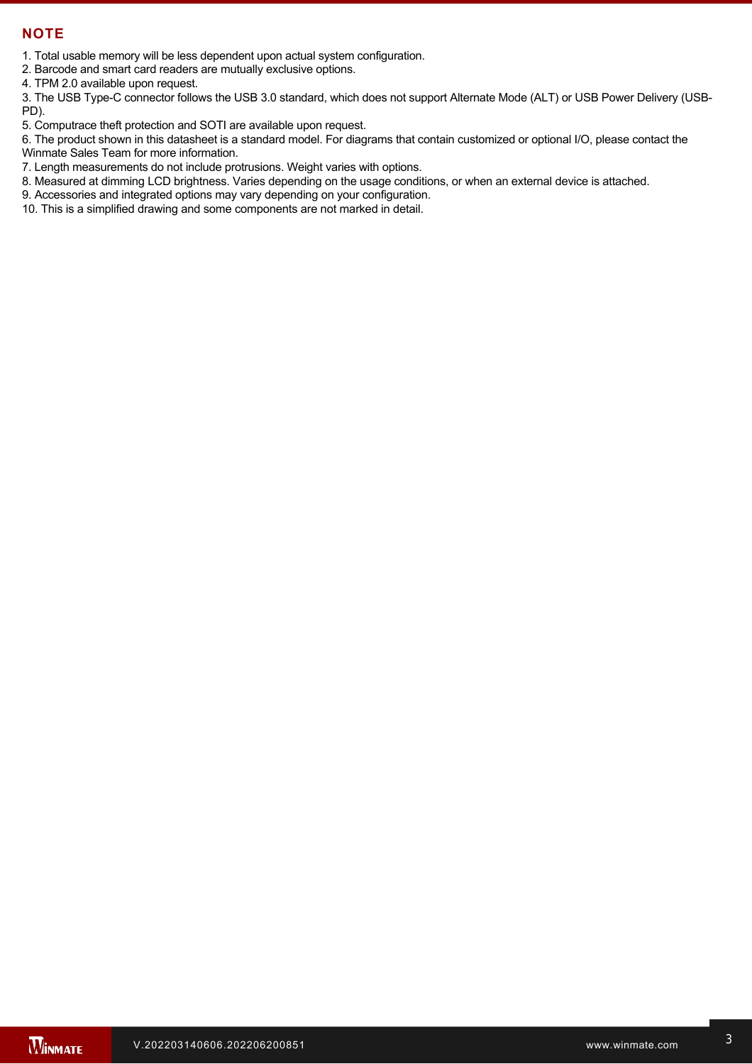## NOTE

1. Total usable memory will be less dependent upon actual system configuration.
2. Barcode and smart card readers are mutually exclusive options.
4. TPM 2.0 available upon request.
3. The USB Type-C connector follows the USB 3.0 standard, which does not support Alternate Mode (ALT) or USB Power Delivery (USB-PD).
5. Computrace theft protection and SOTI are available upon request.
6. The product shown in this datasheet is a standard model. For diagrams that contain customized or optional I/O, please contact the Winmate Sales Team for more information.
7. Length measurements do not include protrusions. Weight varies with options.
8. Measured at dimming LCD brightness. Varies depending on the usage conditions, or when an external device is attached.
9. Accessories and integrated options may vary depending on your configuration.
10. This is a simplified drawing and some components are not marked in detail.